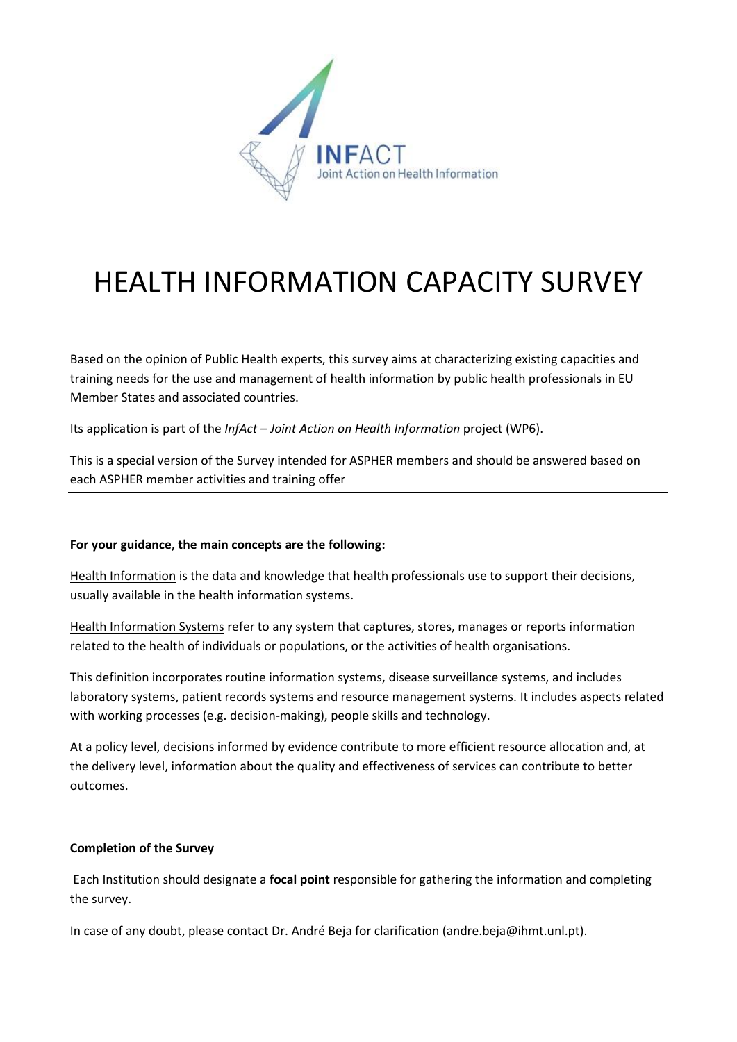INFACT
Joint Action on Health Information

# HEALTH INFORMATION CAPACITY SURVEY

Based on the opinion of Public Health experts, this survey aims at characterizing existing capacities and training needs for the use and management of health information by public health professionals in EU Member States and associated countries.

Its application is part of the *InfAct – Joint Action on Health Information* project (WP6).

This is a special version of the Survey intended for ASPHER members and should be answered based on each ASPHER member activities and training offer

---

**For your guidance, the main concepts are the following:**

Health Information is the data and knowledge that health professionals use to support their decisions, usually available in the health information systems.

Health Information Systems refer to any system that captures, stores, manages or reports information related to the health of individuals or populations, or the activities of health organisations.

This definition incorporates routine information systems, disease surveillance systems, and includes laboratory systems, patient records systems and resource management systems. It includes aspects related with working processes (e.g. decision-making), people skills and technology.

At a policy level, decisions informed by evidence contribute to more efficient resource allocation and, at the delivery level, information about the quality and effectiveness of services can contribute to better outcomes.

**Completion of the Survey**

Each Institution should designate a **focal point** responsible for gathering the information and completing the survey.

In case of any doubt, please contact Dr. André Beja for clarification (andre.beja@ihmt.unl.pt).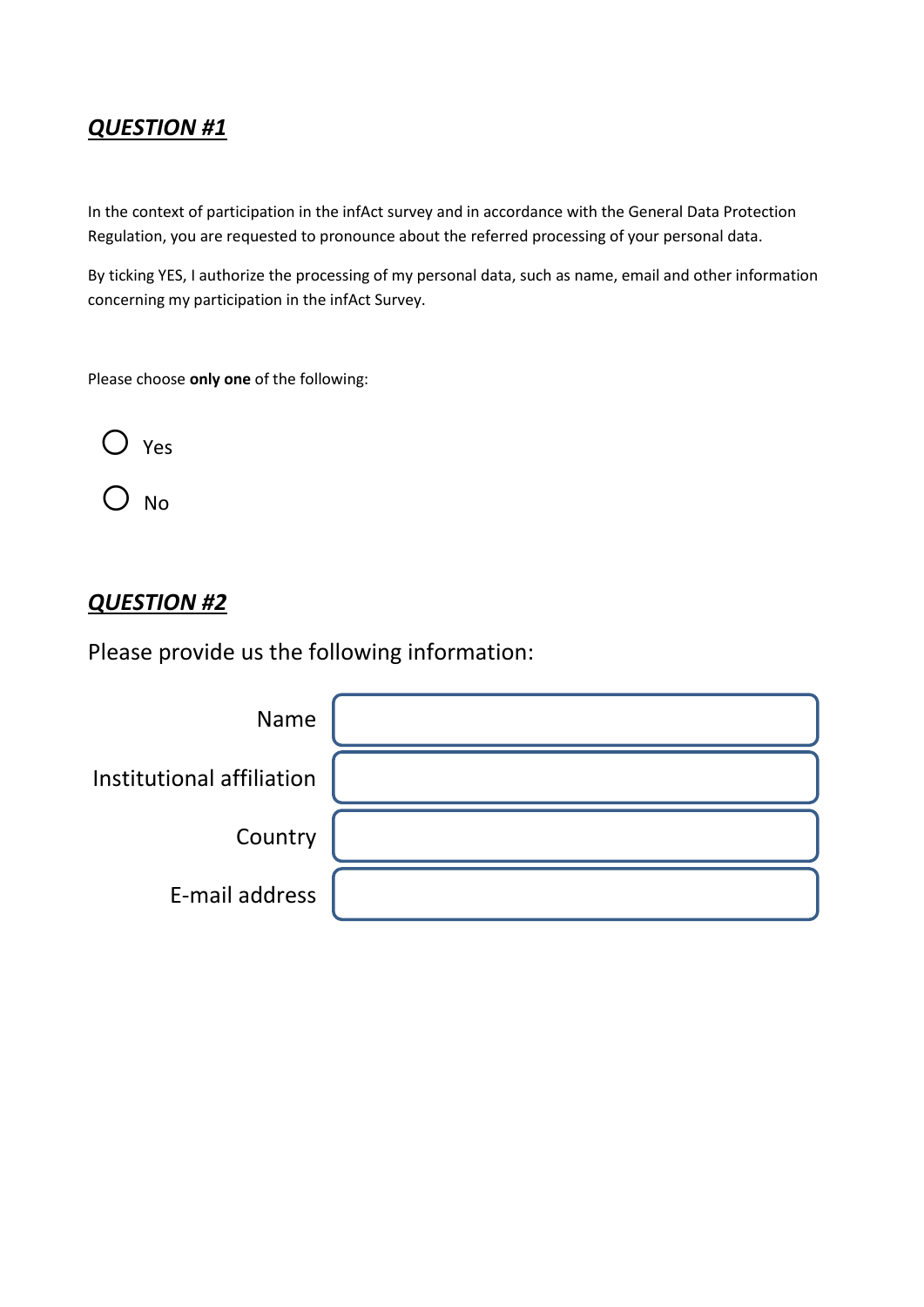## ***QUESTION #1***

In the context of participation in the infAct survey and in accordance with the General Data Protection Regulation, you are requested to pronounce about the referred processing of your personal data.

By ticking YES, I authorize the processing of my personal data, such as name, email and other information concerning my participation in the infAct Survey.

Please choose **only one** of the following:

- ○ Yes
- ○ No

## ***QUESTION #2***

Please provide us the following information:

| | |
|---|---|
| Name | |
| Institutional affiliation | |
| Country | |
| E-mail address | |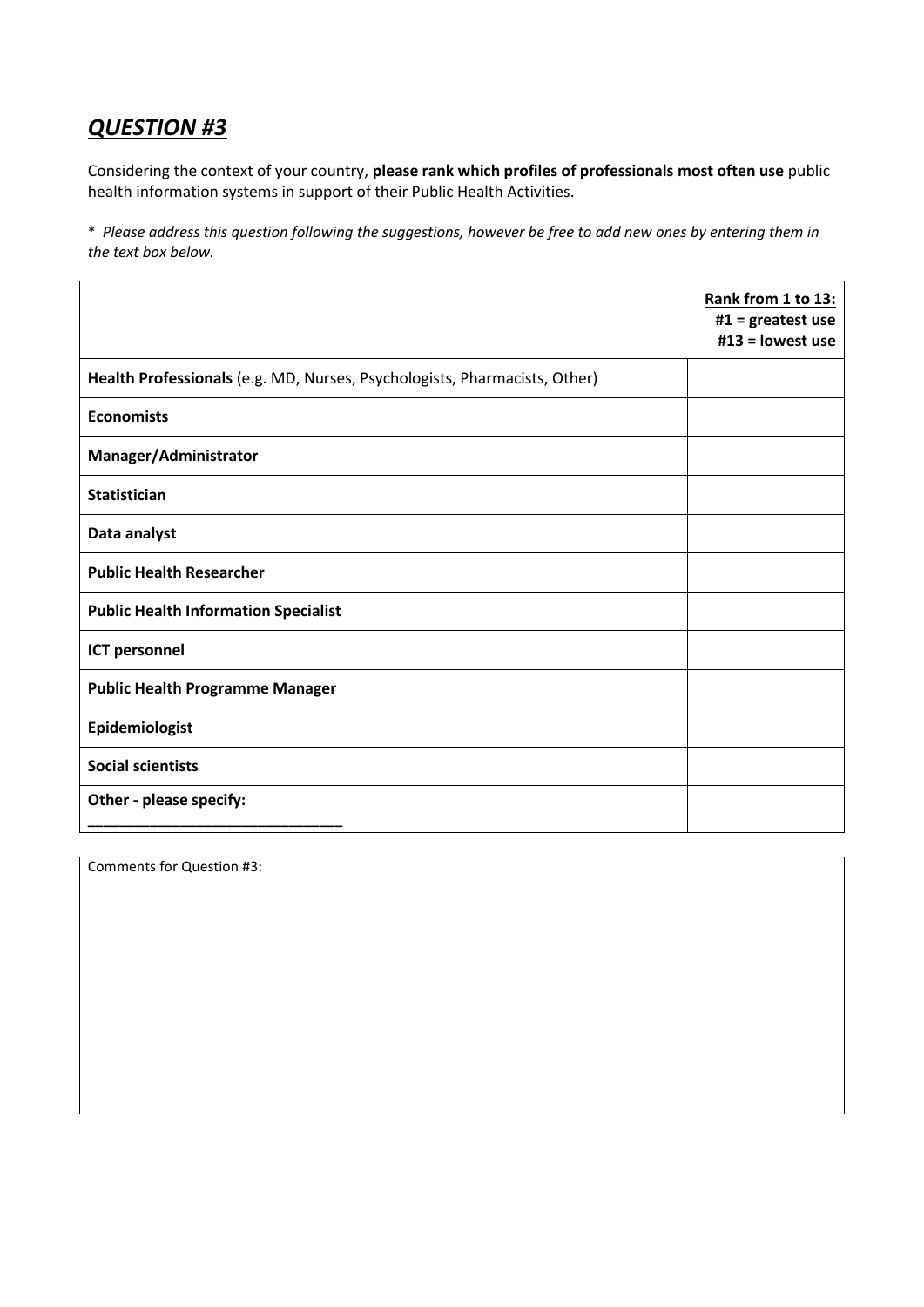## ***QUESTION #3***

Considering the context of your country, **please rank which profiles of professionals most often use** public health information systems in support of their Public Health Activities.

\* *Please address this question following the suggestions, however be free to add new ones by entering them in the text box below.*

| | Rank from 1 to 13: #1 = greatest use #13 = lowest use |
|---|---|
| **Health Professionals** (e.g. MD, Nurses, Psychologists, Pharmacists, Other) | |
| **Economists** | |
| **Manager/Administrator** | |
| **Statistician** | |
| **Data analyst** | |
| **Public Health Researcher** | |
| **Public Health Information Specialist** | |
| **ICT personnel** | |
| **Public Health Programme Manager** | |
| **Epidemiologist** | |
| **Social scientists** | |
| **Other - please specify:** ______________________________ | |

Comments for Question #3: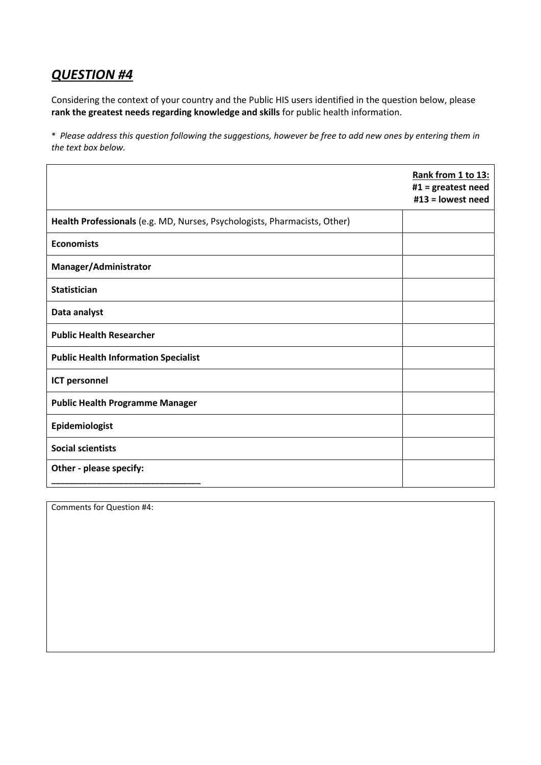## ***QUESTION #4***

Considering the context of your country and the Public HIS users identified in the question below, please **rank the greatest needs regarding knowledge and skills** for public health information.

* *Please address this question following the suggestions, however be free to add new ones by entering them in the text box below.*

| | **Rank from 1 to 13:** **#1 = greatest need** **#13 = lowest need** |
|---|---|
| **Health Professionals** (e.g. MD, Nurses, Psychologists, Pharmacists, Other) | |
| **Economists** | |
| **Manager/Administrator** | |
| **Statistician** | |
| **Data analyst** | |
| **Public Health Researcher** | |
| **Public Health Information Specialist** | |
| **ICT personnel** | |
| **Public Health Programme Manager** | |
| **Epidemiologist** | |
| **Social scientists** | |
| **Other - please specify:** ______________________________ | |

| Comments for Question #4: |
|---|
| |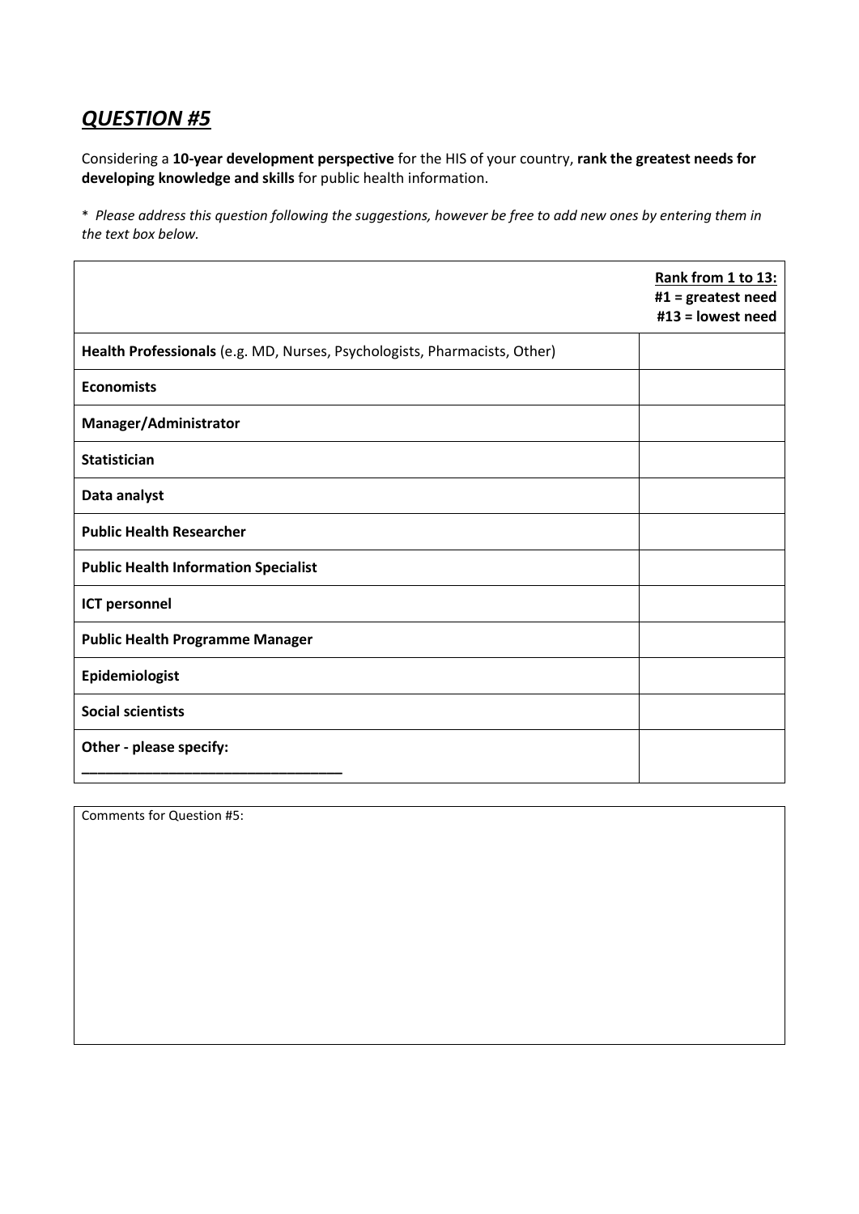# ***QUESTION #5***

Considering a **10-year development perspective** for the HIS of your country, **rank the greatest needs for developing knowledge and skills** for public health information.

* *Please address this question following the suggestions, however be free to add new ones by entering them in the text box below.*

| | **Rank from 1 to 13:** **#1 = greatest need** **#13 = lowest need** |
|---|---|
| **Health Professionals** (e.g. MD, Nurses, Psychologists, Pharmacists, Other) | |
| **Economists** | |
| **Manager/Administrator** | |
| **Statistician** | |
| **Data analyst** | |
| **Public Health Researcher** | |
| **Public Health Information Specialist** | |
| **ICT personnel** | |
| **Public Health Programme Manager** | |
| **Epidemiologist** | |
| **Social scientists** | |
| **Other - please specify:** ________________________________ | |

| Comments for Question #5: |
|---|
| |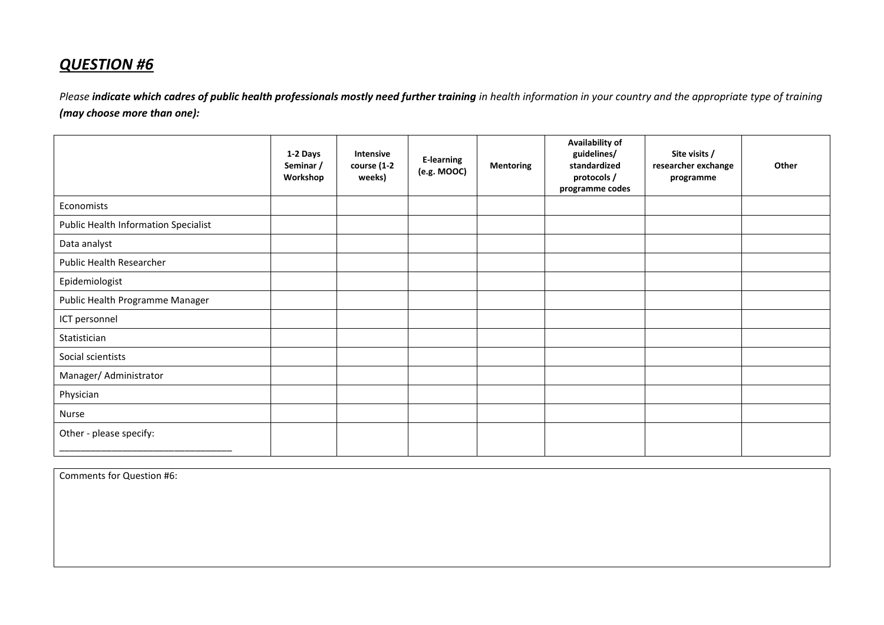## ***QUESTION #6***

*Please **indicate which cadres of public health professionals mostly need further training** in health information in your country and the appropriate type of training **(may choose more than one):***

| | **1-2 Days Seminar / Workshop** | **Intensive course (1-2 weeks)** | **E-learning (e.g. MOOC)** | **Mentoring** | **Availability of guidelines/ standardized protocols / programme codes** | **Site visits / researcher exchange programme** | **Other** |
|---|---|---|---|---|---|---|---|
| Economists | | | | | | | |
| Public Health Information Specialist | | | | | | | |
| Data analyst | | | | | | | |
| Public Health Researcher | | | | | | | |
| Epidemiologist | | | | | | | |
| Public Health Programme Manager | | | | | | | |
| ICT personnel | | | | | | | |
| Statistician | | | | | | | |
| Social scientists | | | | | | | |
| Manager/ Administrator | | | | | | | |
| Physician | | | | | | | |
| Nurse | | | | | | | |
| Other - please specify: ______________________________ | | | | | | | |

Comments for Question #6: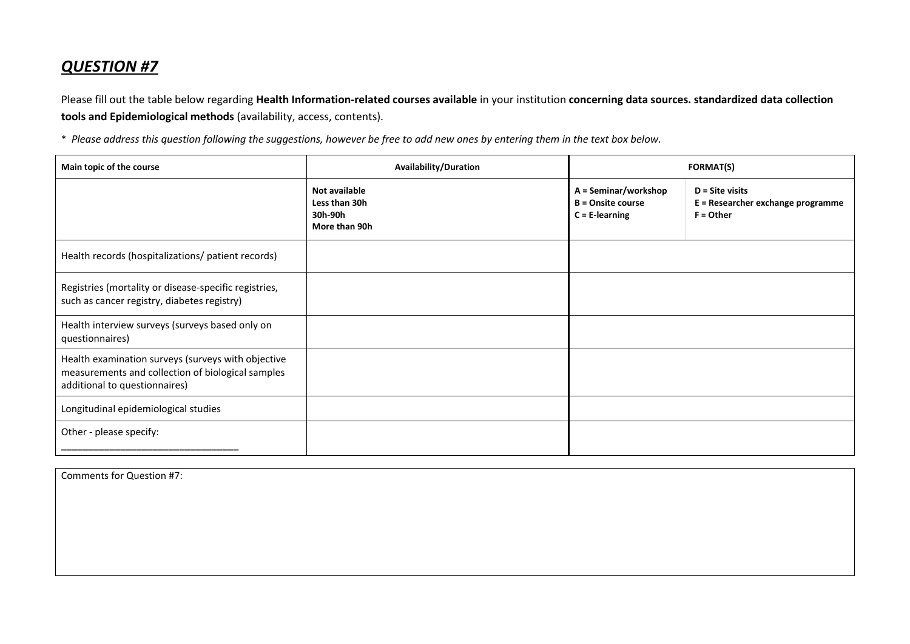# ***QUESTION #7***

Please fill out the table below regarding **Health Information-related courses available** in your institution **concerning data sources. standardized data collection tools and Epidemiological methods** (availability, access, contents).

\* *Please address this question following the suggestions, however be free to add new ones by entering them in the text box below.*

| **Main topic of the course** | **Availability/Duration** | **FORMAT(S)** | |
|---|---|---|---|
| | **Not available**<br>**Less than 30h**<br>**30h-90h**<br>**More than 90h** | **A = Seminar/workshop**<br>**B = Onsite course**<br>**C = E-learning** | **D = Site visits**<br>**E = Researcher exchange programme**<br>**F = Other** |
| Health records (hospitalizations/ patient records) | | | |
| Registries (mortality or disease-specific registries, such as cancer registry, diabetes registry) | | | |
| Health interview surveys (surveys based only on questionnaires) | | | |
| Health examination surveys (surveys with objective measurements and collection of biological samples additional to questionnaires) | | | |
| Longitudinal epidemiological studies | | | |
| Other - please specify: ______________________________ | | | |

Comments for Question #7: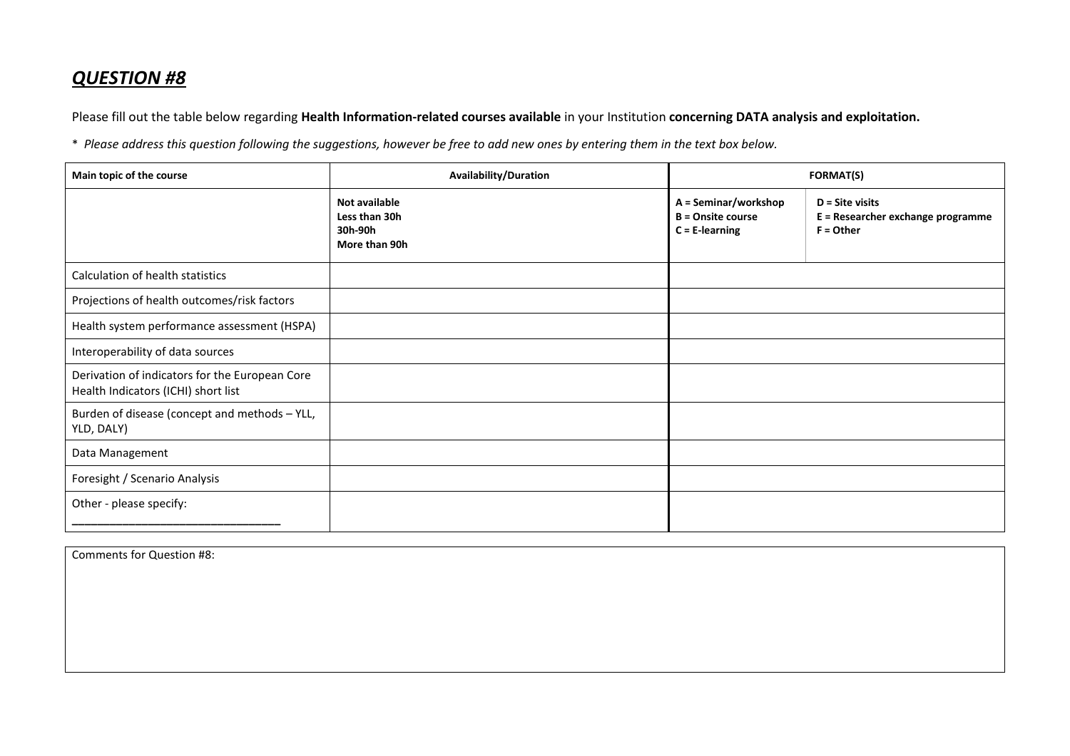## ***QUESTION #8***

Please fill out the table below regarding **Health Information-related courses available** in your Institution **concerning DATA analysis and exploitation.**

\* *Please address this question following the suggestions, however be free to add new ones by entering them in the text box below.*

| **Main topic of the course** | **Availability/Duration** | **FORMAT(S)** | |
|---|---|---|---|
| | **Not available**<br>**Less than 30h**<br>**30h-90h**<br>**More than 90h** | **A = Seminar/workshop**<br>**B = Onsite course**<br>**C = E-learning** | **D = Site visits**<br>**E = Researcher exchange programme**<br>**F = Other** |
| Calculation of health statistics | | | |
| Projections of health outcomes/risk factors | | | |
| Health system performance assessment (HSPA) | | | |
| Interoperability of data sources | | | |
| Derivation of indicators for the European Core Health Indicators (ICHI) short list | | | |
| Burden of disease (concept and methods – YLL, YLD, DALY) | | | |
| Data Management | | | |
| Foresight / Scenario Analysis | | | |
| Other - please specify: ________________________________ | | | |

| Comments for Question #8: |
|---|
| |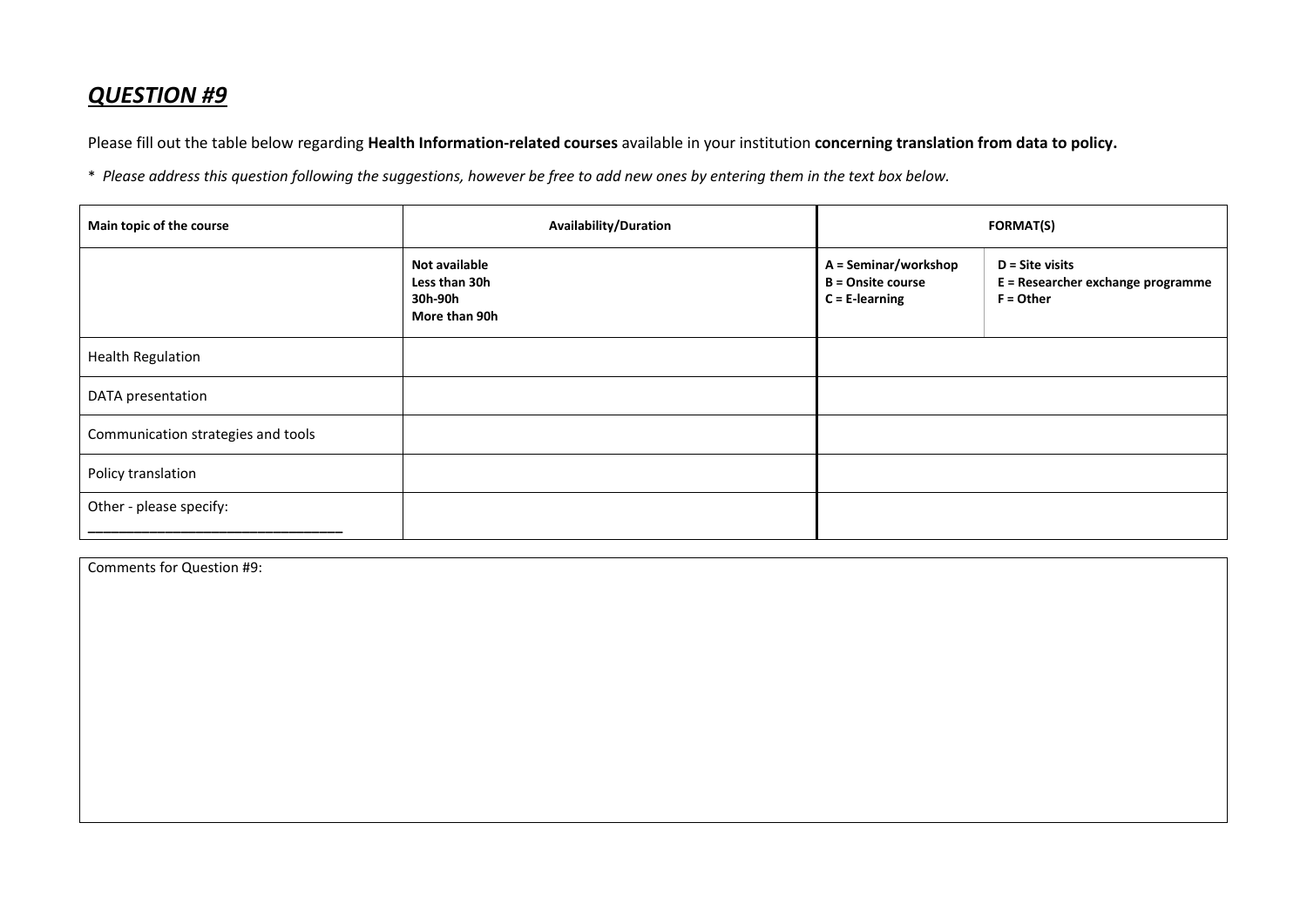## ***QUESTION #9***

Please fill out the table below regarding **Health Information-related courses** available in your institution **concerning translation from data to policy.**

\* *Please address this question following the suggestions, however be free to add new ones by entering them in the text box below.*

| **Main topic of the course** | **Availability/Duration** | **FORMAT(S)** | |
|---|---|---|---|
| | **Not available**<br>**Less than 30h**<br>**30h-90h**<br>**More than 90h** | **A = Seminar/workshop**<br>**B = Onsite course**<br>**C = E-learning** | **D = Site visits**<br>**E = Researcher exchange programme**<br>**F = Other** |
| Health Regulation | | | |
| DATA presentation | | | |
| Communication strategies and tools | | | |
| Policy translation | | | |
| Other - please specify: ______________________________ | | | |

Comments for Question #9: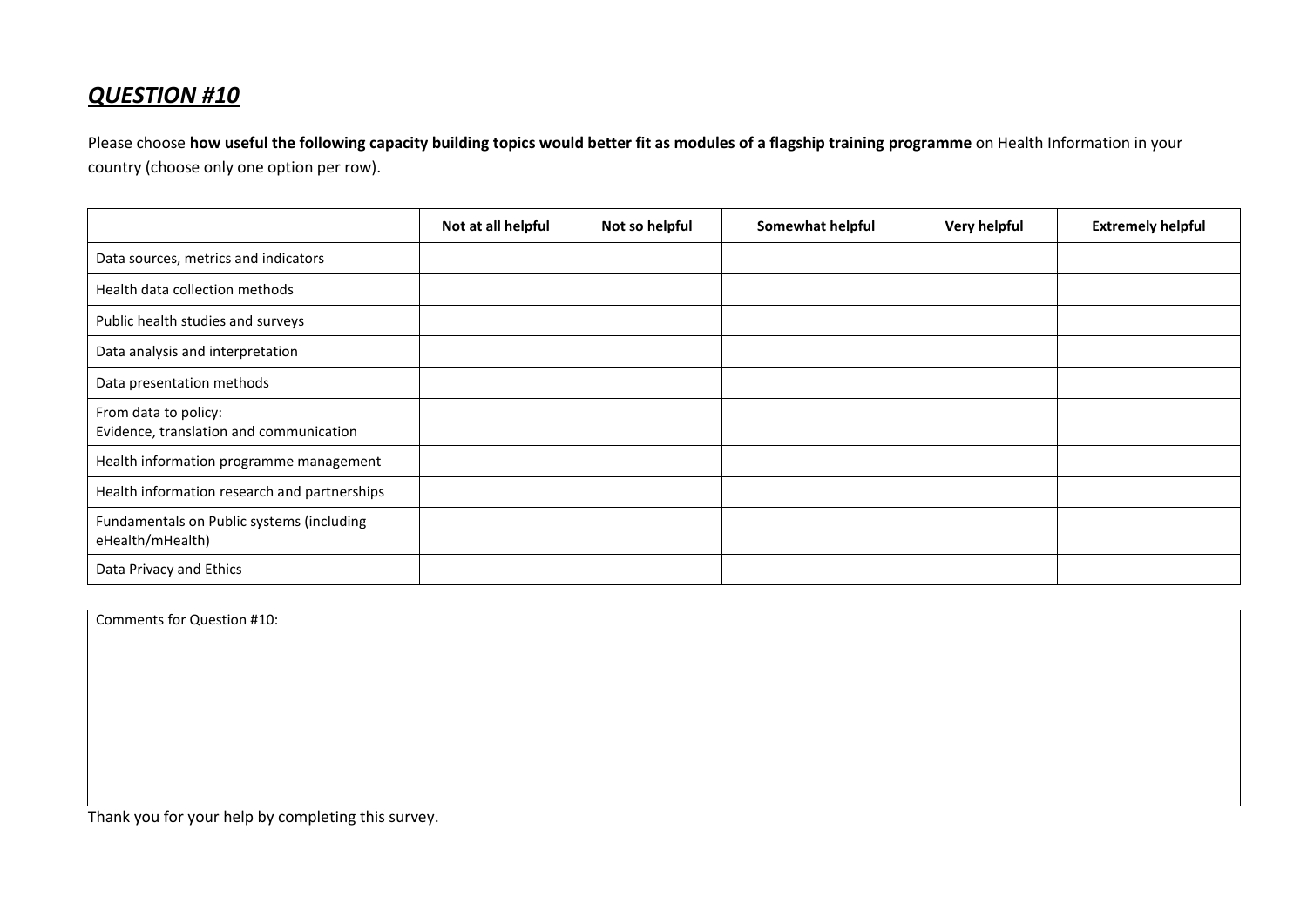## ***QUESTION #10***

Please choose **how useful the following capacity building topics would better fit as modules of a flagship training programme** on Health Information in your country (choose only one option per row).

| | Not at all helpful | Not so helpful | Somewhat helpful | Very helpful | Extremely helpful |
|---|---|---|---|---|---|
| Data sources, metrics and indicators | | | | | |
| Health data collection methods | | | | | |
| Public health studies and surveys | | | | | |
| Data analysis and interpretation | | | | | |
| Data presentation methods | | | | | |
| From data to policy: Evidence, translation and communication | | | | | |
| Health information programme management | | | | | |
| Health information research and partnerships | | | | | |
| Fundamentals on Public systems (including eHealth/mHealth) | | | | | |
| Data Privacy and Ethics | | | | | |

Comments for Question #10:

Thank you for your help by completing this survey.